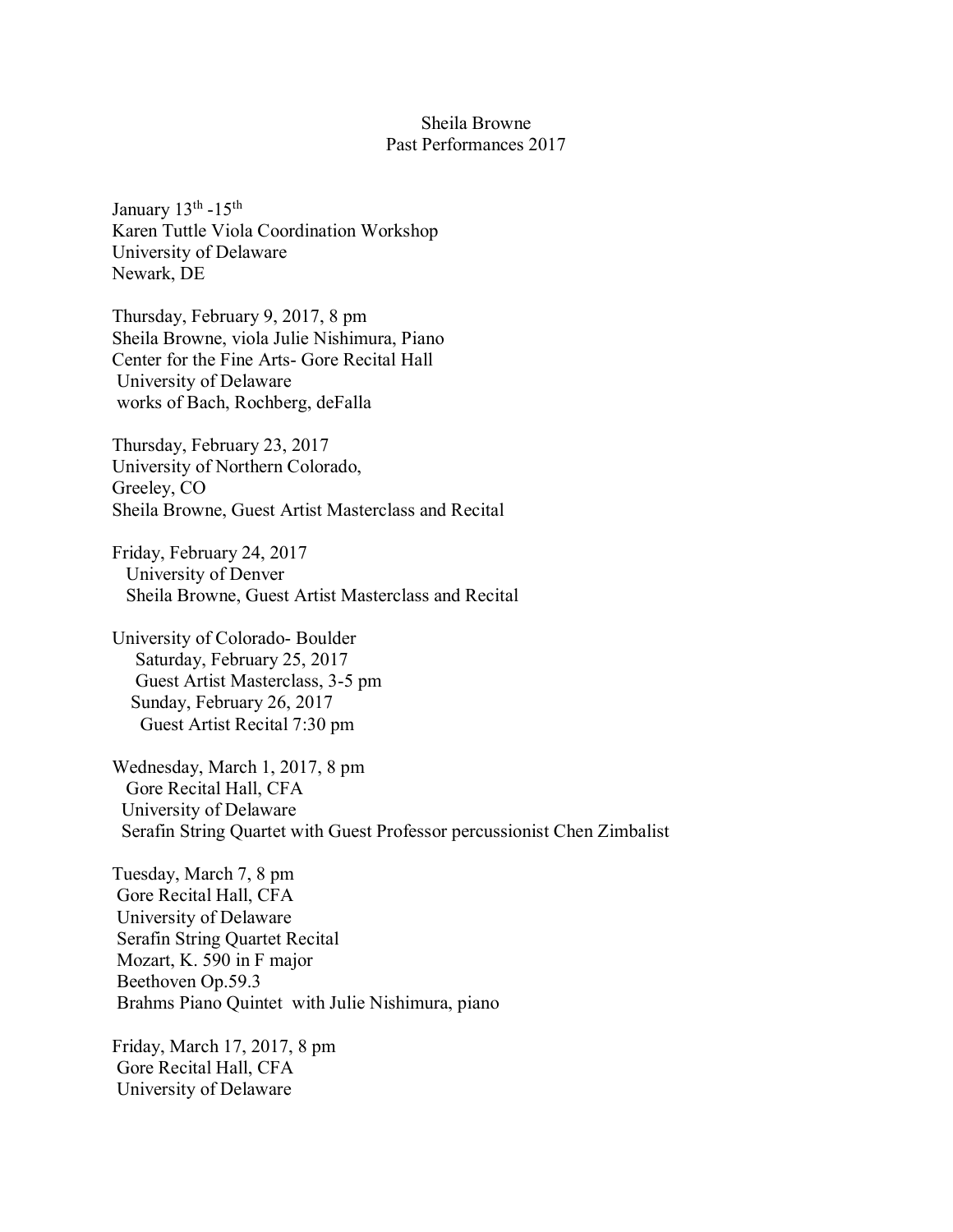Sheila Browne
Past Performances 2017

January 13th -15th
Karen Tuttle Viola Coordination Workshop
University of Delaware
Newark, DE

Thursday, February 9, 2017, 8 pm
Sheila Browne, viola Julie Nishimura, Piano
Center for the Fine Arts- Gore Recital Hall
University of Delaware
works of Bach, Rochberg, deFalla

Thursday, February 23, 2017
University of Northern Colorado,
Greeley, CO
Sheila Browne, Guest Artist Masterclass and Recital

Friday, February 24, 2017
University of Denver
Sheila Browne, Guest Artist Masterclass and Recital

University of Colorado- Boulder
Saturday, February 25, 2017
Guest Artist Masterclass, 3-5 pm
Sunday, February 26, 2017
Guest Artist Recital 7:30 pm

Wednesday, March 1, 2017, 8 pm
Gore Recital Hall, CFA
University of Delaware
Serafin String Quartet with Guest Professor percussionist Chen Zimbalist

Tuesday, March 7, 8 pm
Gore Recital Hall, CFA
University of Delaware
Serafin String Quartet Recital
Mozart, K. 590 in F major
Beethoven Op.59.3
Brahms Piano Quintet with Julie Nishimura, piano

Friday, March 17, 2017, 8 pm
Gore Recital Hall, CFA
University of Delaware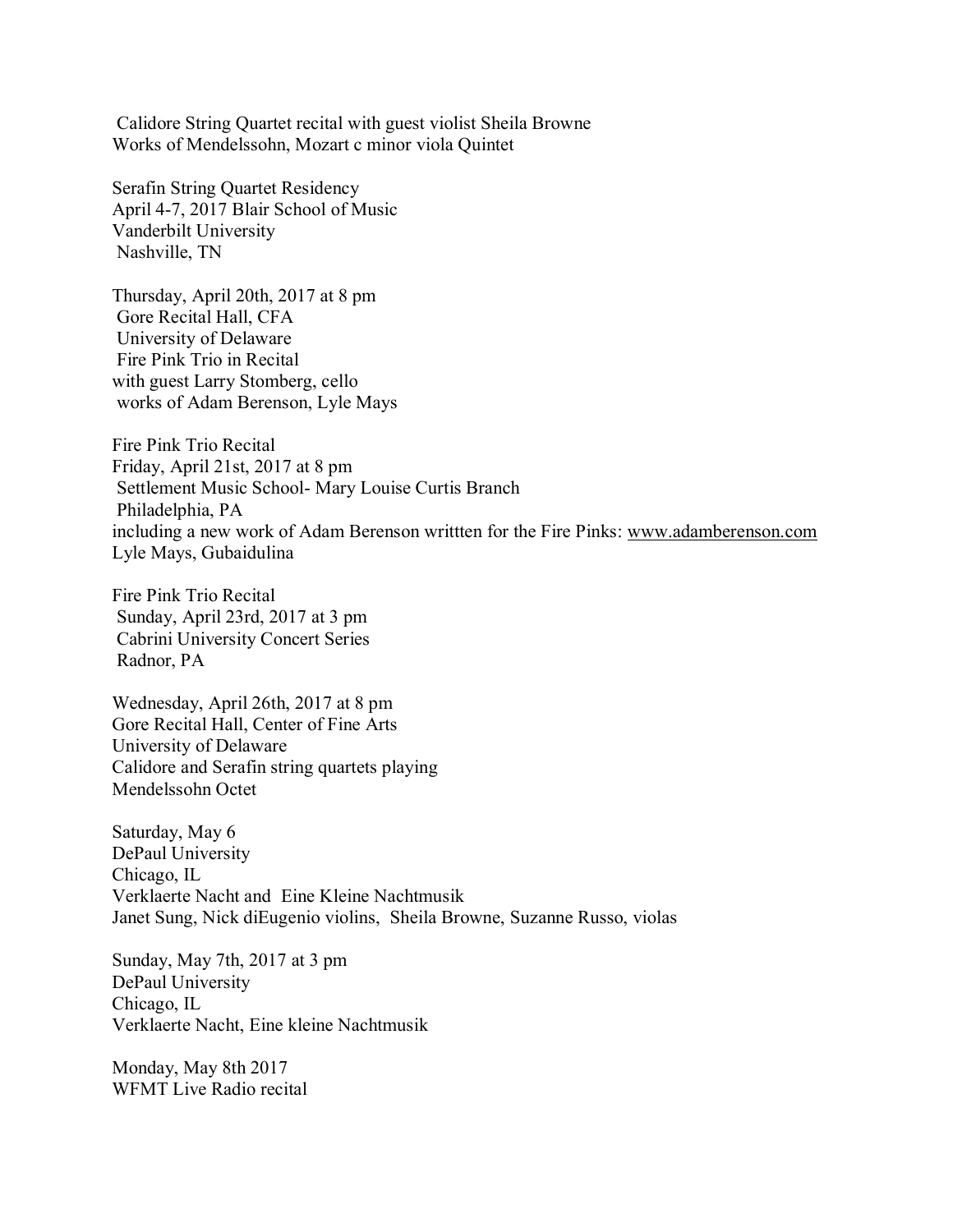Calidore String Quartet recital with guest violist Sheila Browne
Works of Mendelssohn, Mozart c minor viola Quintet

Serafin String Quartet Residency
April 4-7, 2017 Blair School of Music
Vanderbilt University
Nashville, TN

Thursday, April 20th, 2017 at 8 pm
Gore Recital Hall, CFA
University of Delaware
Fire Pink Trio in Recital
with guest Larry Stomberg, cello
works of Adam Berenson, Lyle Mays

Fire Pink Trio Recital
Friday, April 21st, 2017 at 8 pm
Settlement Music School- Mary Louise Curtis Branch
Philadelphia, PA
including a new work of Adam Berenson writtten for the Fire Pinks: www.adamberenson.com
Lyle Mays, Gubaidulina

Fire Pink Trio Recital
Sunday, April 23rd, 2017 at 3 pm
Cabrini University Concert Series
Radnor, PA

Wednesday, April 26th, 2017 at 8 pm
Gore Recital Hall, Center of Fine Arts
University of Delaware
Calidore and Serafin string quartets playing
Mendelssohn Octet

Saturday, May 6
DePaul University
Chicago, IL
Verklaerte Nacht and Eine Kleine Nachtmusik
Janet Sung, Nick diEugenio violins, Sheila Browne, Suzanne Russo, violas

Sunday, May 7th, 2017 at 3 pm
DePaul University
Chicago, IL
Verklaerte Nacht, Eine kleine Nachtmusik

Monday, May 8th 2017
WFMT Live Radio recital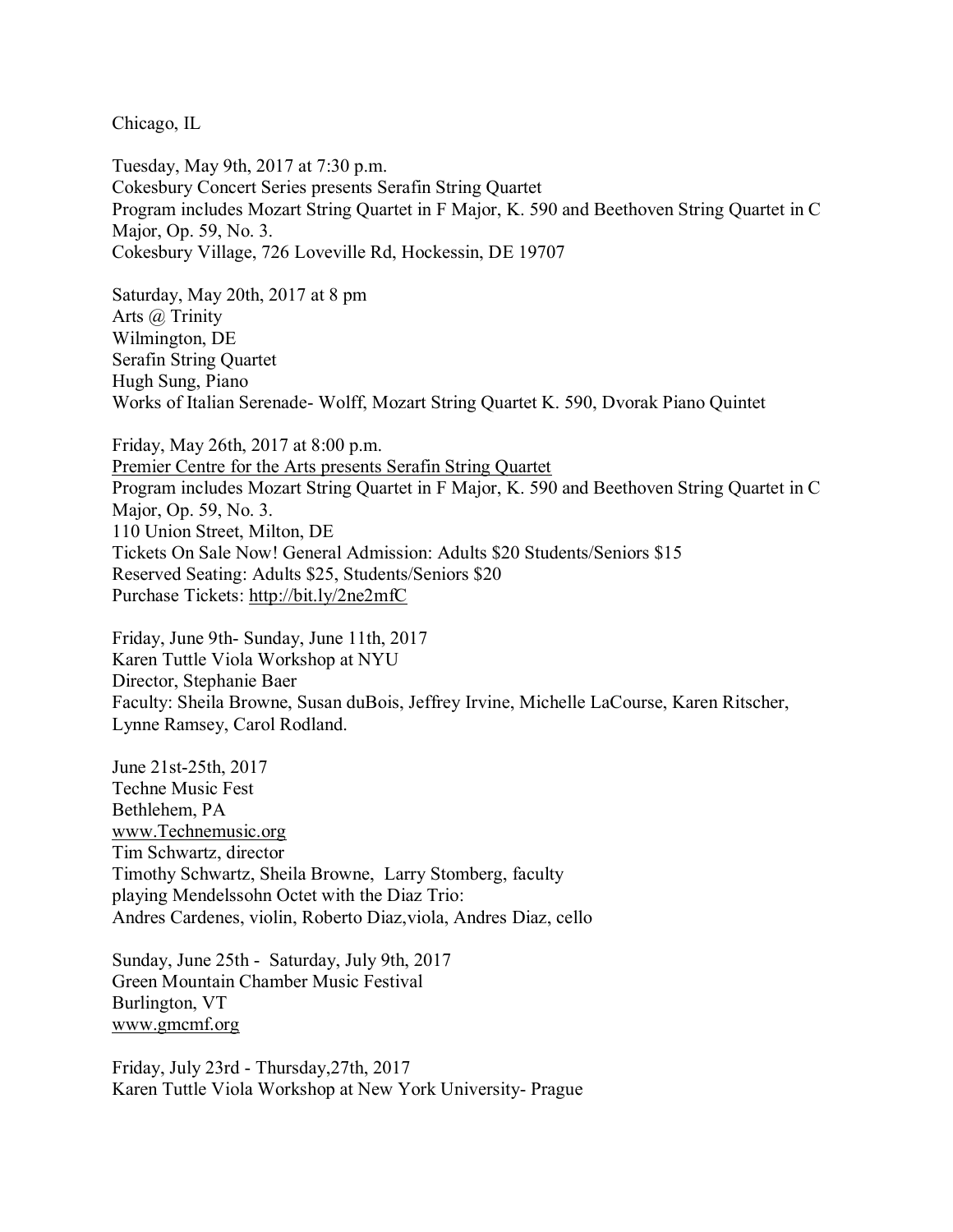Chicago, IL

Tuesday, May 9th, 2017 at 7:30 p.m.
Cokesbury Concert Series presents Serafin String Quartet
Program includes Mozart String Quartet in F Major, K. 590 and Beethoven String Quartet in C Major, Op. 59, No. 3.
Cokesbury Village, 726 Loveville Rd, Hockessin, DE 19707

Saturday, May 20th, 2017 at 8 pm
Arts @ Trinity
Wilmington, DE
Serafin String Quartet
Hugh Sung, Piano
Works of Italian Serenade- Wolff, Mozart String Quartet K. 590, Dvorak Piano Quintet

Friday, May 26th, 2017 at 8:00 p.m.
Premier Centre for the Arts presents Serafin String Quartet
Program includes Mozart String Quartet in F Major, K. 590 and Beethoven String Quartet in C Major, Op. 59, No. 3.
110 Union Street, Milton, DE
Tickets On Sale Now! General Admission: Adults $20 Students/Seniors $15
Reserved Seating: Adults $25, Students/Seniors $20
Purchase Tickets: http://bit.ly/2ne2mfC

Friday, June 9th- Sunday, June 11th, 2017
Karen Tuttle Viola Workshop at NYU
Director, Stephanie Baer
Faculty: Sheila Browne, Susan duBois, Jeffrey Irvine, Michelle LaCourse, Karen Ritscher, Lynne Ramsey, Carol Rodland.

June 21st-25th, 2017
Techne Music Fest
Bethlehem, PA
www.Technemusic.org
Tim Schwartz, director
Timothy Schwartz, Sheila Browne, Larry Stomberg, faculty
playing Mendelssohn Octet with the Diaz Trio:
Andres Cardenes, violin, Roberto Diaz,viola, Andres Diaz, cello

Sunday, June 25th - Saturday, July 9th, 2017
Green Mountain Chamber Music Festival
Burlington, VT
www.gmcmf.org

Friday, July 23rd - Thursday,27th, 2017
Karen Tuttle Viola Workshop at New York University- Prague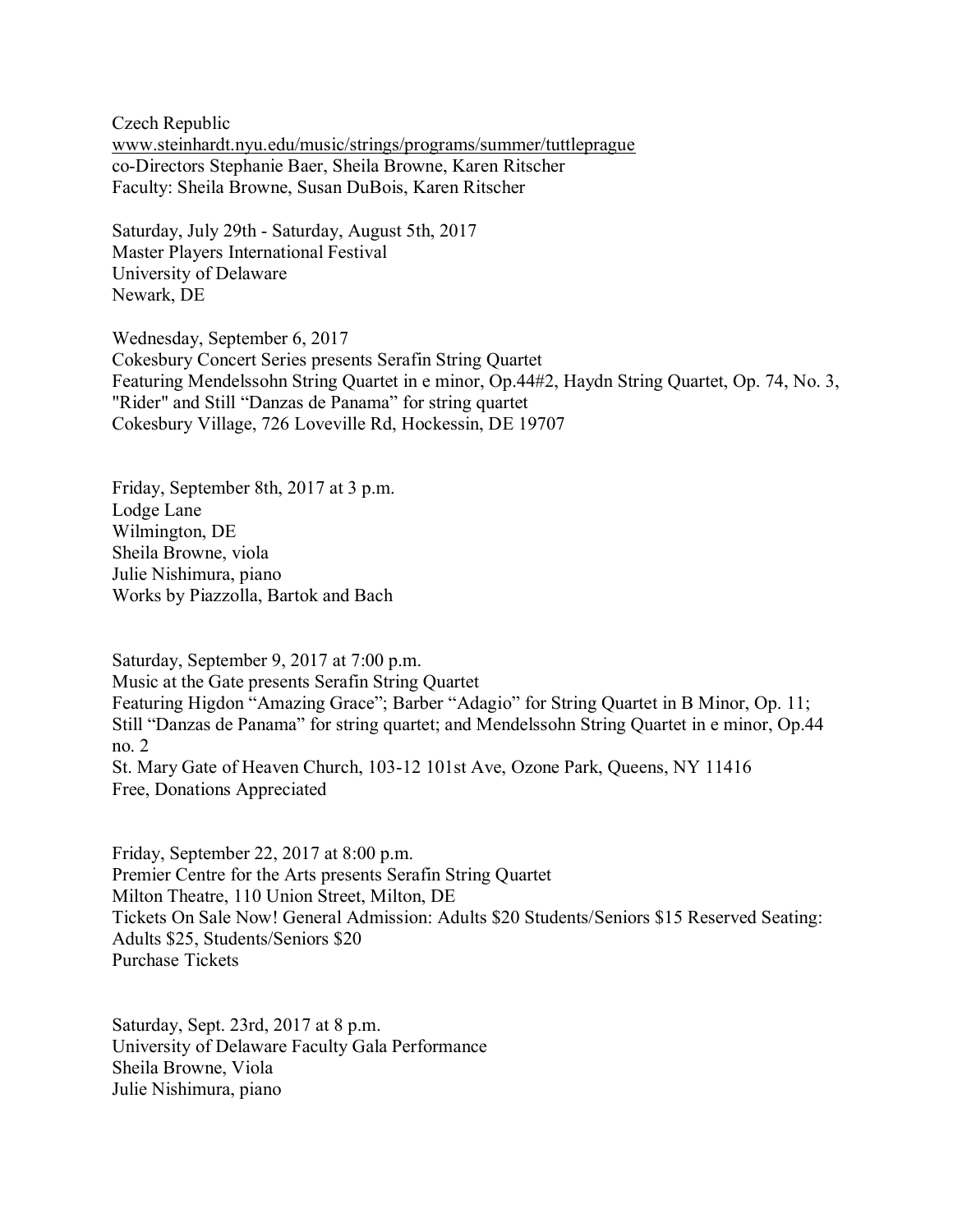Czech Republic
www.steinhardt.nyu.edu/music/strings/programs/summer/tuttleprague
co-Directors Stephanie Baer, Sheila Browne, Karen Ritscher
Faculty: Sheila Browne, Susan DuBois, Karen Ritscher

Saturday, July 29th - Saturday, August 5th, 2017
Master Players International Festival
University of Delaware
Newark, DE

Wednesday, September 6, 2017
Cokesbury Concert Series presents Serafin String Quartet
Featuring Mendelssohn String Quartet in e minor, Op.44#2, Haydn String Quartet, Op. 74, No. 3, "Rider" and Still "Danzas de Panama" for string quartet
Cokesbury Village, 726 Loveville Rd, Hockessin, DE 19707

Friday, September 8th, 2017 at 3 p.m.
Lodge Lane
Wilmington, DE
Sheila Browne, viola
Julie Nishimura, piano
Works by Piazzolla, Bartok and Bach

Saturday, September 9, 2017 at 7:00 p.m.
Music at the Gate presents Serafin String Quartet
Featuring Higdon "Amazing Grace"; Barber "Adagio" for String Quartet in B Minor, Op. 11; Still "Danzas de Panama" for string quartet; and Mendelssohn String Quartet in e minor, Op.44 no. 2
St. Mary Gate of Heaven Church, 103-12 101st Ave, Ozone Park, Queens, NY 11416
Free, Donations Appreciated

Friday, September 22, 2017 at 8:00 p.m.
Premier Centre for the Arts presents Serafin String Quartet
Milton Theatre, 110 Union Street, Milton, DE
Tickets On Sale Now! General Admission: Adults $20 Students/Seniors $15 Reserved Seating: Adults $25, Students/Seniors $20
Purchase Tickets

Saturday, Sept. 23rd, 2017 at 8 p.m.
University of Delaware Faculty Gala Performance
Sheila Browne, Viola
Julie Nishimura, piano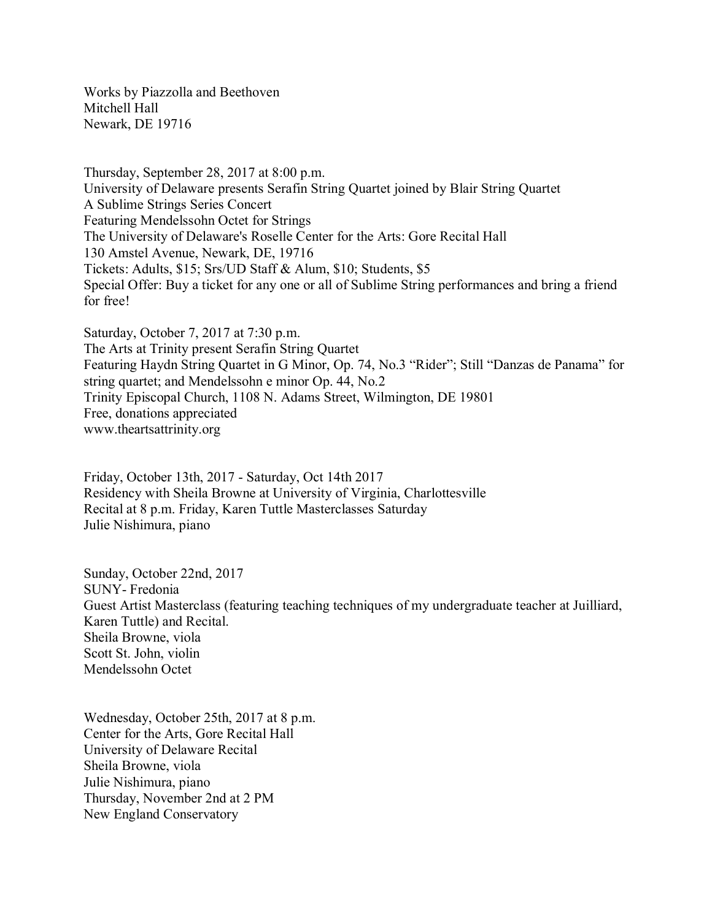Works by Piazzolla and Beethoven
Mitchell Hall
Newark, DE 19716

Thursday, September 28, 2017 at 8:00 p.m.
University of Delaware presents Serafin String Quartet joined by Blair String Quartet
A Sublime Strings Series Concert
Featuring Mendelssohn Octet for Strings
The University of Delaware's Roselle Center for the Arts: Gore Recital Hall
130 Amstel Avenue, Newark, DE, 19716
Tickets: Adults, $15; Srs/UD Staff & Alum, $10; Students, $5
Special Offer: Buy a ticket for any one or all of Sublime String performances and bring a friend for free!

Saturday, October 7, 2017 at 7:30 p.m.
The Arts at Trinity present Serafin String Quartet
Featuring Haydn String Quartet in G Minor, Op. 74, No.3 "Rider"; Still "Danzas de Panama" for string quartet; and Mendelssohn e minor Op. 44, No.2
Trinity Episcopal Church, 1108 N. Adams Street, Wilmington, DE 19801
Free, donations appreciated
www.theartsattrinity.org

Friday, October 13th, 2017 - Saturday, Oct 14th 2017
Residency with Sheila Browne at University of Virginia, Charlottesville
Recital at 8 p.m. Friday, Karen Tuttle Masterclasses Saturday
Julie Nishimura, piano

Sunday, October 22nd, 2017
SUNY- Fredonia
Guest Artist Masterclass (featuring teaching techniques of my undergraduate teacher at Juilliard, Karen Tuttle) and Recital.
Sheila Browne, viola
Scott St. John, violin
Mendelssohn Octet

Wednesday, October 25th, 2017 at 8 p.m.
Center for the Arts, Gore Recital Hall
University of Delaware Recital
Sheila Browne, viola
Julie Nishimura, piano
Thursday, November 2nd at 2 PM
New England Conservatory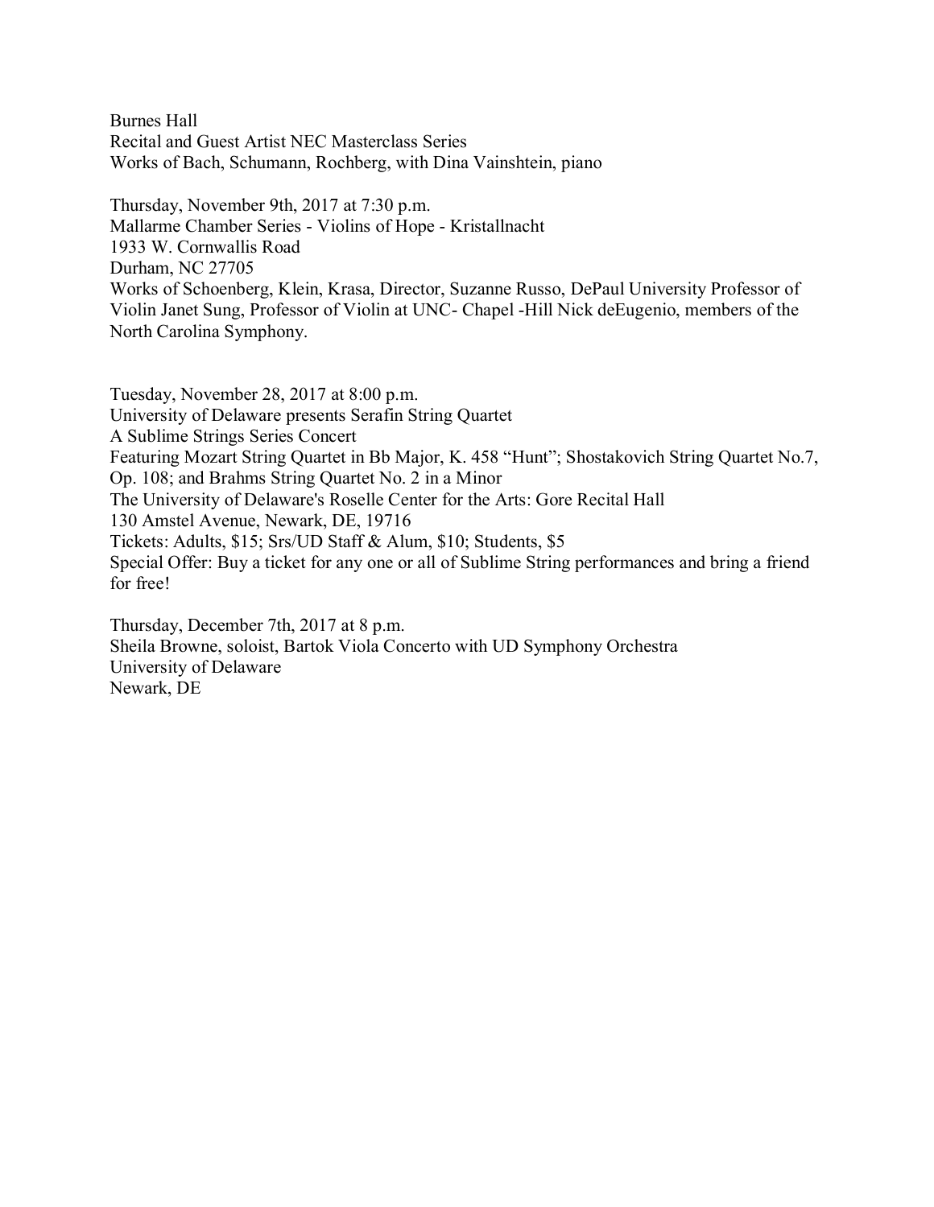Burnes Hall
Recital and Guest Artist NEC Masterclass Series
Works of Bach, Schumann, Rochberg, with Dina Vainshtein, piano

Thursday, November 9th, 2017 at 7:30 p.m.
Mallarme Chamber Series - Violins of Hope - Kristallnacht
1933 W. Cornwallis Road
Durham, NC 27705
Works of Schoenberg, Klein, Krasa, Director, Suzanne Russo, DePaul University Professor of Violin Janet Sung, Professor of Violin at UNC- Chapel -Hill Nick deEugenio, members of the North Carolina Symphony.

Tuesday, November 28, 2017 at 8:00 p.m.
University of Delaware presents Serafin String Quartet
A Sublime Strings Series Concert
Featuring Mozart String Quartet in Bb Major, K. 458 "Hunt"; Shostakovich String Quartet No.7, Op. 108; and Brahms String Quartet No. 2 in a Minor
The University of Delaware's Roselle Center for the Arts: Gore Recital Hall
130 Amstel Avenue, Newark, DE, 19716
Tickets: Adults, $15; Srs/UD Staff & Alum, $10; Students, $5
Special Offer: Buy a ticket for any one or all of Sublime String performances and bring a friend for free!

Thursday, December 7th, 2017 at 8 p.m.
Sheila Browne, soloist, Bartok Viola Concerto with UD Symphony Orchestra
University of Delaware
Newark, DE